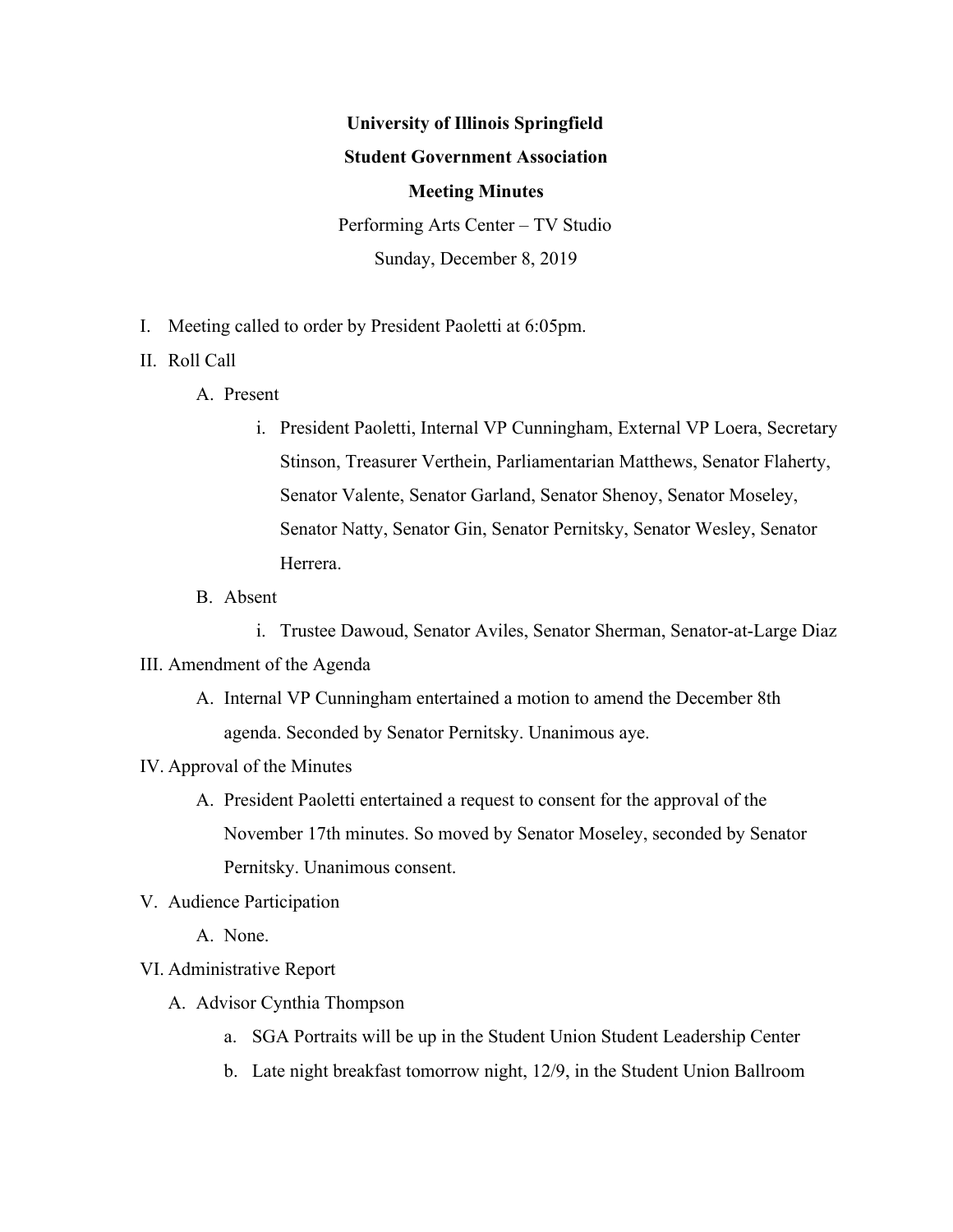**University of Illinois Springfield**

**Student Government Association**

**Meeting Minutes**

Performing Arts Center – TV Studio

Sunday, December 8, 2019

I. Meeting called to order by President Paoletti at 6:05pm.

II. Roll Call

  A. Present

    i. President Paoletti, Internal VP Cunningham, External VP Loera, Secretary Stinson, Treasurer Verthein, Parliamentarian Matthews, Senator Flaherty, Senator Valente, Senator Garland, Senator Shenoy, Senator Moseley, Senator Natty, Senator Gin, Senator Pernitsky, Senator Wesley, Senator Herrera.

  B. Absent

    i. Trustee Dawoud, Senator Aviles, Senator Sherman, Senator-at-Large Diaz

III. Amendment of the Agenda

  A. Internal VP Cunningham entertained a motion to amend the December 8th agenda. Seconded by Senator Pernitsky. Unanimous aye.

IV. Approval of the Minutes

  A. President Paoletti entertained a request to consent for the approval of the November 17th minutes. So moved by Senator Moseley, seconded by Senator Pernitsky. Unanimous consent.

V. Audience Participation

  A. None.

VI. Administrative Report

  A. Advisor Cynthia Thompson

    a. SGA Portraits will be up in the Student Union Student Leadership Center

    b. Late night breakfast tomorrow night, 12/9, in the Student Union Ballroom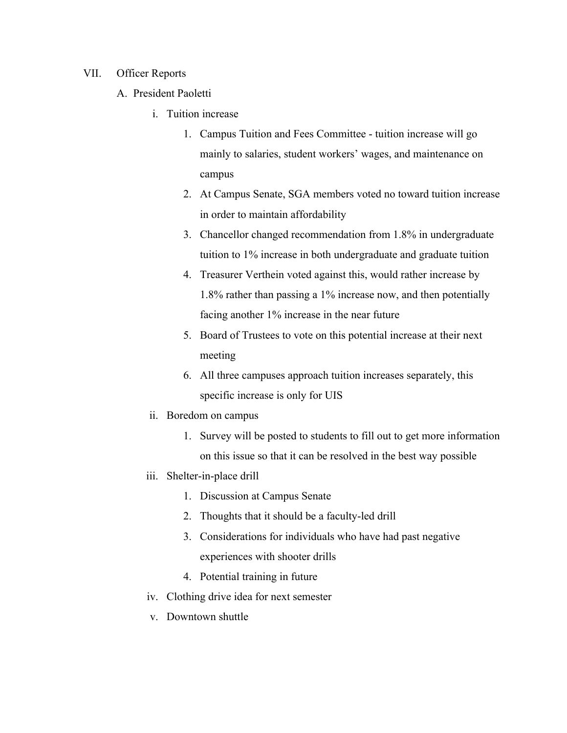VII. Officer Reports

A. President Paoletti

i. Tuition increase

1. Campus Tuition and Fees Committee - tuition increase will go mainly to salaries, student workers' wages, and maintenance on campus
2. At Campus Senate, SGA members voted no toward tuition increase in order to maintain affordability
3. Chancellor changed recommendation from 1.8% in undergraduate tuition to 1% increase in both undergraduate and graduate tuition
4. Treasurer Verthein voted against this, would rather increase by 1.8% rather than passing a 1% increase now, and then potentially facing another 1% increase in the near future
5. Board of Trustees to vote on this potential increase at their next meeting
6. All three campuses approach tuition increases separately, this specific increase is only for UIS

ii. Boredom on campus

1. Survey will be posted to students to fill out to get more information on this issue so that it can be resolved in the best way possible

iii. Shelter-in-place drill

1. Discussion at Campus Senate
2. Thoughts that it should be a faculty-led drill
3. Considerations for individuals who have had past negative experiences with shooter drills
4. Potential training in future

iv. Clothing drive idea for next semester

v. Downtown shuttle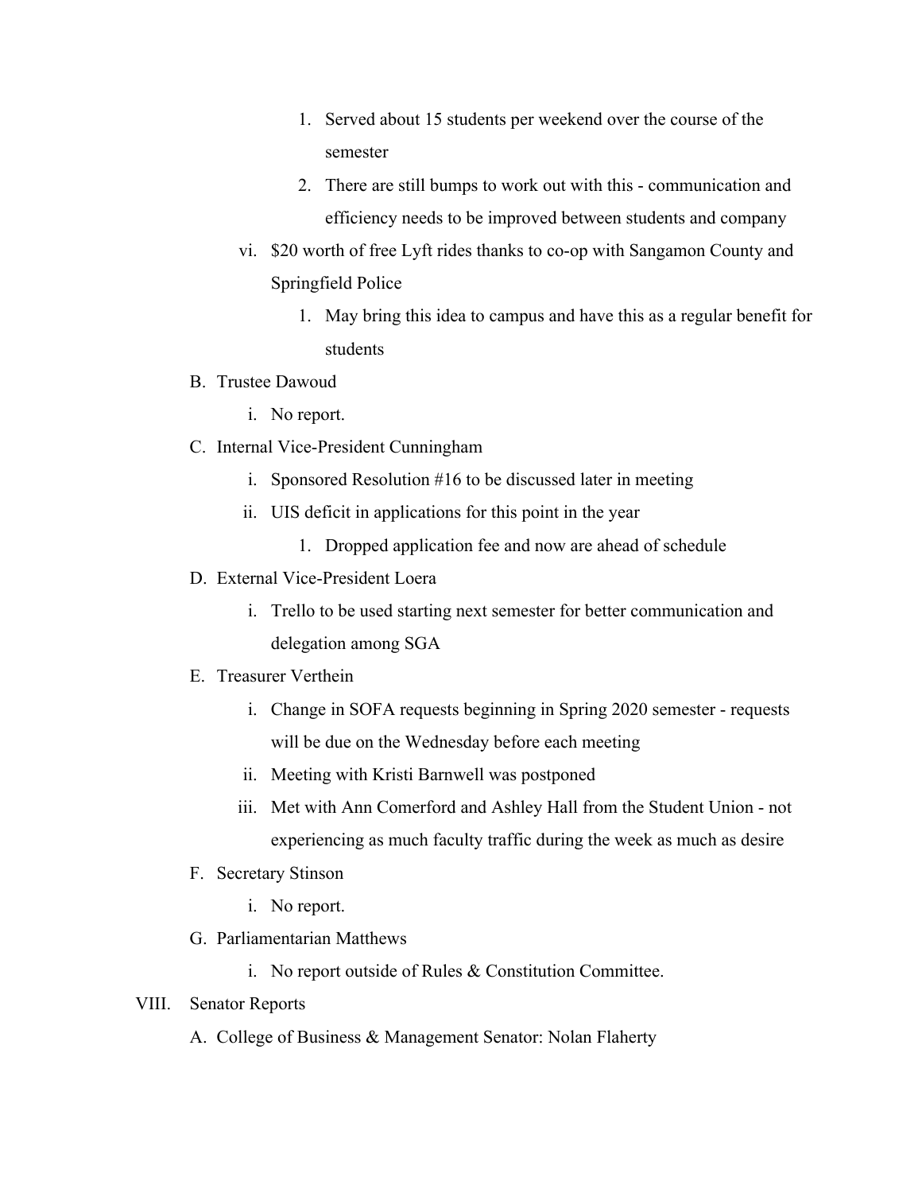1. Served about 15 students per weekend over the course of the semester
            2. There are still bumps to work out with this - communication and efficiency needs to be improved between students and company
        vi. $20 worth of free Lyft rides thanks to co-op with Sangamon County and Springfield Police
            1. May bring this idea to campus and have this as a regular benefit for students
    B. Trustee Dawoud
        i. No report.
    C. Internal Vice-President Cunningham
        i. Sponsored Resolution #16 to be discussed later in meeting
        ii. UIS deficit in applications for this point in the year
            1. Dropped application fee and now are ahead of schedule
    D. External Vice-President Loera
        i. Trello to be used starting next semester for better communication and delegation among SGA
    E. Treasurer Verthein
        i. Change in SOFA requests beginning in Spring 2020 semester - requests will be due on the Wednesday before each meeting
        ii. Meeting with Kristi Barnwell was postponed
        iii. Met with Ann Comerford and Ashley Hall from the Student Union - not experiencing as much faculty traffic during the week as much as desire
    F. Secretary Stinson
        i. No report.
    G. Parliamentarian Matthews
        i. No report outside of Rules & Constitution Committee.

VIII. Senator Reports
    A. College of Business & Management Senator: Nolan Flaherty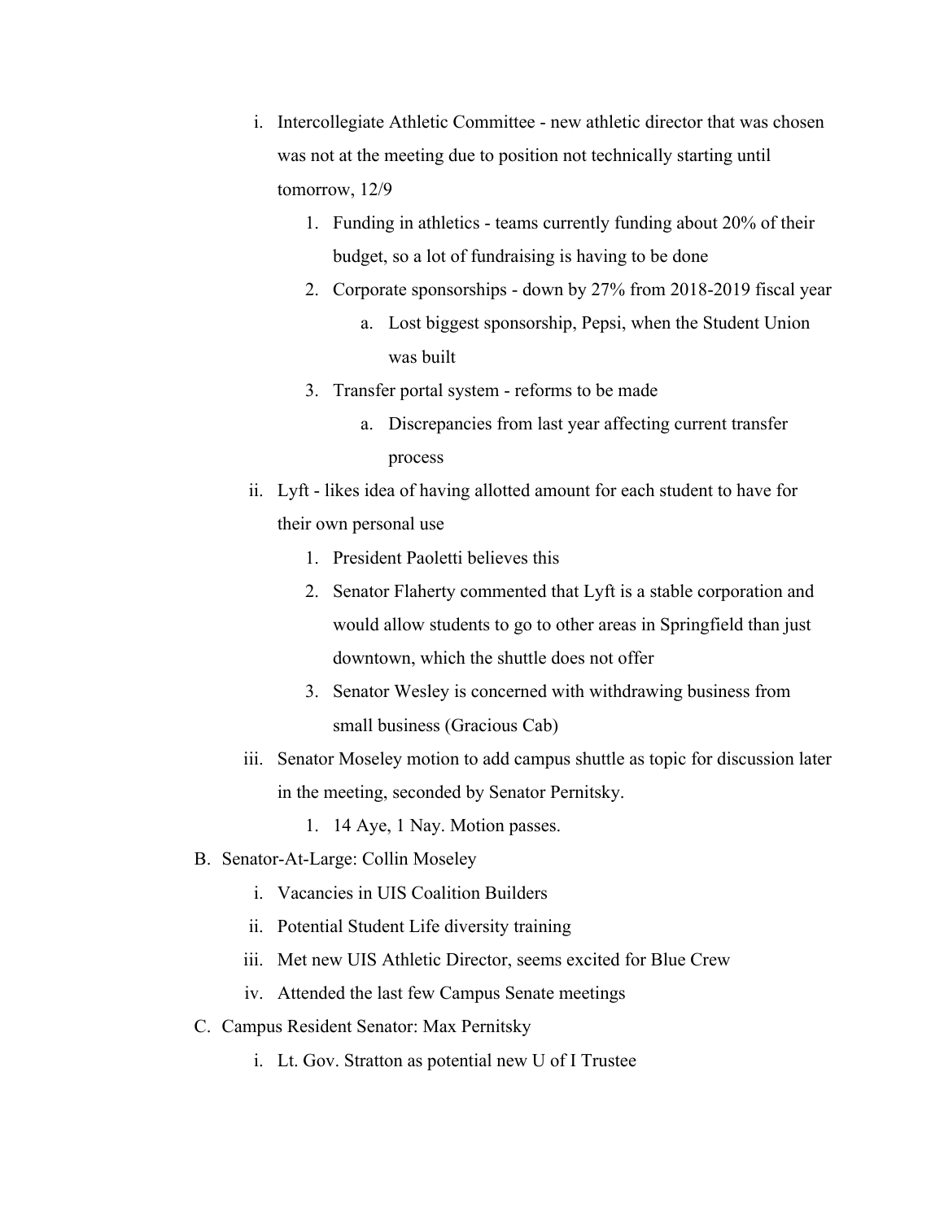i. Intercollegiate Athletic Committee - new athletic director that was chosen was not at the meeting due to position not technically starting until tomorrow, 12/9
      1. Funding in athletics - teams currently funding about 20% of their budget, so a lot of fundraising is having to be done
      2. Corporate sponsorships - down by 27% from 2018-2019 fiscal year
         a. Lost biggest sponsorship, Pepsi, when the Student Union was built
      3. Transfer portal system - reforms to be made
         a. Discrepancies from last year affecting current transfer process
   ii. Lyft - likes idea of having allotted amount for each student to have for their own personal use
      1. President Paoletti believes this
      2. Senator Flaherty commented that Lyft is a stable corporation and would allow students to go to other areas in Springfield than just downtown, which the shuttle does not offer
      3. Senator Wesley is concerned with withdrawing business from small business (Gracious Cab)
   iii. Senator Moseley motion to add campus shuttle as topic for discussion later in the meeting, seconded by Senator Pernitsky.
      1. 14 Aye, 1 Nay. Motion passes.

B. Senator-At-Large: Collin Moseley
   i. Vacancies in UIS Coalition Builders
   ii. Potential Student Life diversity training
   iii. Met new UIS Athletic Director, seems excited for Blue Crew
   iv. Attended the last few Campus Senate meetings

C. Campus Resident Senator: Max Pernitsky
   i. Lt. Gov. Stratton as potential new U of I Trustee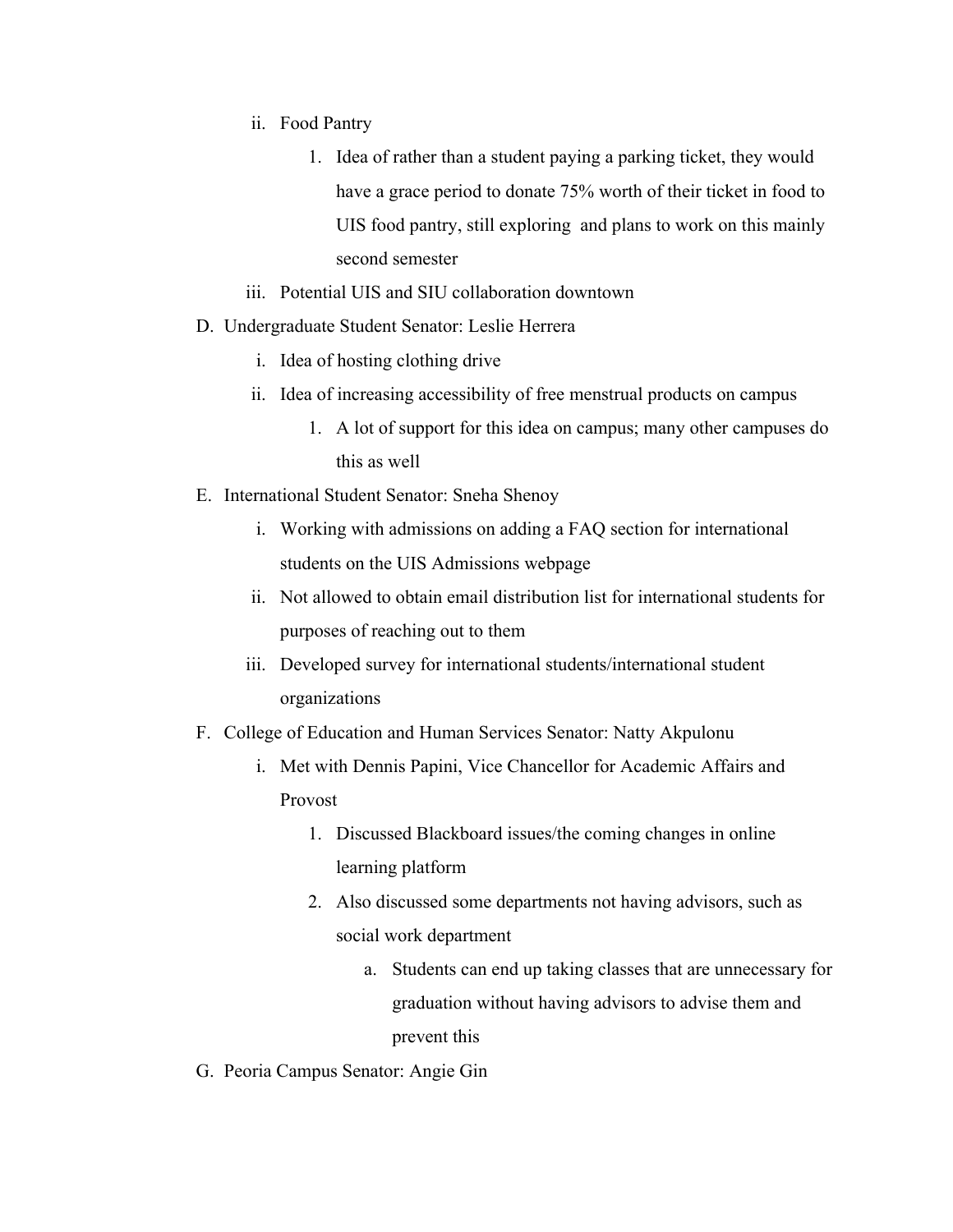ii. Food Pantry

   1. Idea of rather than a student paying a parking ticket, they would have a grace period to donate 75% worth of their ticket in food to UIS food pantry, still exploring  and plans to work on this mainly second semester

iii. Potential UIS and SIU collaboration downtown

D. Undergraduate Student Senator: Leslie Herrera

   i. Idea of hosting clothing drive

   ii. Idea of increasing accessibility of free menstrual products on campus

      1. A lot of support for this idea on campus; many other campuses do this as well

E. International Student Senator: Sneha Shenoy

   i. Working with admissions on adding a FAQ section for international students on the UIS Admissions webpage

   ii. Not allowed to obtain email distribution list for international students for purposes of reaching out to them

   iii. Developed survey for international students/international student organizations

F. College of Education and Human Services Senator: Natty Akpulonu

   i. Met with Dennis Papini, Vice Chancellor for Academic Affairs and Provost

      1. Discussed Blackboard issues/the coming changes in online learning platform

      2. Also discussed some departments not having advisors, such as social work department

         a. Students can end up taking classes that are unnecessary for graduation without having advisors to advise them and prevent this

G. Peoria Campus Senator: Angie Gin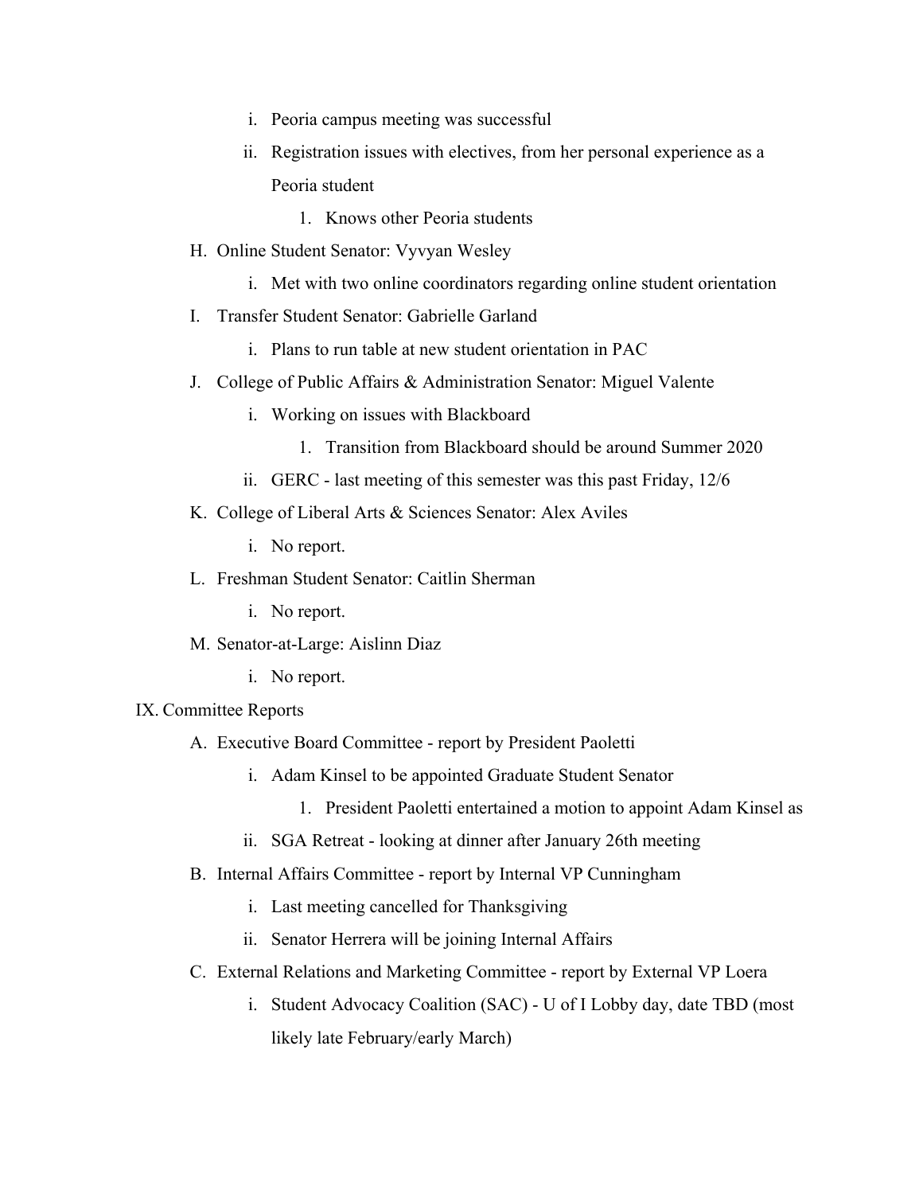- i. Peoria campus meeting was successful
- ii. Registration issues with electives, from her personal experience as a Peoria student
  1. Knows other Peoria students

H. Online Student Senator: Vyvyan Wesley
- i. Met with two online coordinators regarding online student orientation

I. Transfer Student Senator: Gabrielle Garland
- i. Plans to run table at new student orientation in PAC

J. College of Public Affairs & Administration Senator: Miguel Valente
- i. Working on issues with Blackboard
  1. Transition from Blackboard should be around Summer 2020
- ii. GERC - last meeting of this semester was this past Friday, 12/6

K. College of Liberal Arts & Sciences Senator: Alex Aviles
- i. No report.

L. Freshman Student Senator: Caitlin Sherman
- i. No report.

M. Senator-at-Large: Aislinn Diaz
- i. No report.

IX. Committee Reports

A. Executive Board Committee - report by President Paoletti
- i. Adam Kinsel to be appointed Graduate Student Senator
  1. President Paoletti entertained a motion to appoint Adam Kinsel as
- ii. SGA Retreat - looking at dinner after January 26th meeting

B. Internal Affairs Committee - report by Internal VP Cunningham
- i. Last meeting cancelled for Thanksgiving
- ii. Senator Herrera will be joining Internal Affairs

C. External Relations and Marketing Committee - report by External VP Loera
- i. Student Advocacy Coalition (SAC) - U of I Lobby day, date TBD (most likely late February/early March)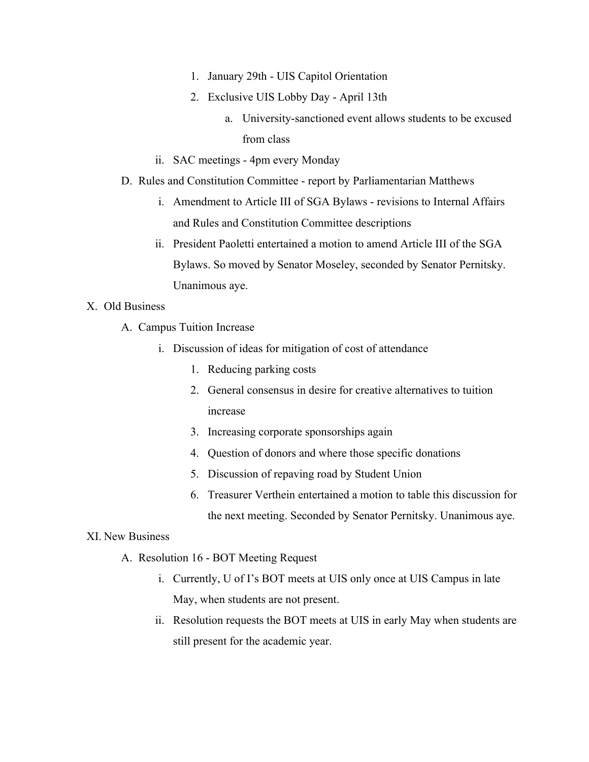1. January 29th - UIS Capitol Orientation
2. Exclusive UIS Lobby Day - April 13th
    a. University-sanctioned event allows students to be excused from class

ii. SAC meetings - 4pm every Monday

D. Rules and Constitution Committee - report by Parliamentarian Matthews

i. Amendment to Article III of SGA Bylaws - revisions to Internal Affairs and Rules and Constitution Committee descriptions

ii. President Paoletti entertained a motion to amend Article III of the SGA Bylaws. So moved by Senator Moseley, seconded by Senator Pernitsky. Unanimous aye.

X. Old Business

A. Campus Tuition Increase

i. Discussion of ideas for mitigation of cost of attendance

1. Reducing parking costs
2. General consensus in desire for creative alternatives to tuition increase
3. Increasing corporate sponsorships again
4. Question of donors and where those specific donations
5. Discussion of repaving road by Student Union
6. Treasurer Verthein entertained a motion to table this discussion for the next meeting. Seconded by Senator Pernitsky. Unanimous aye.

XI. New Business

A. Resolution 16 - BOT Meeting Request

i. Currently, U of I's BOT meets at UIS only once at UIS Campus in late May, when students are not present.

ii. Resolution requests the BOT meets at UIS in early May when students are still present for the academic year.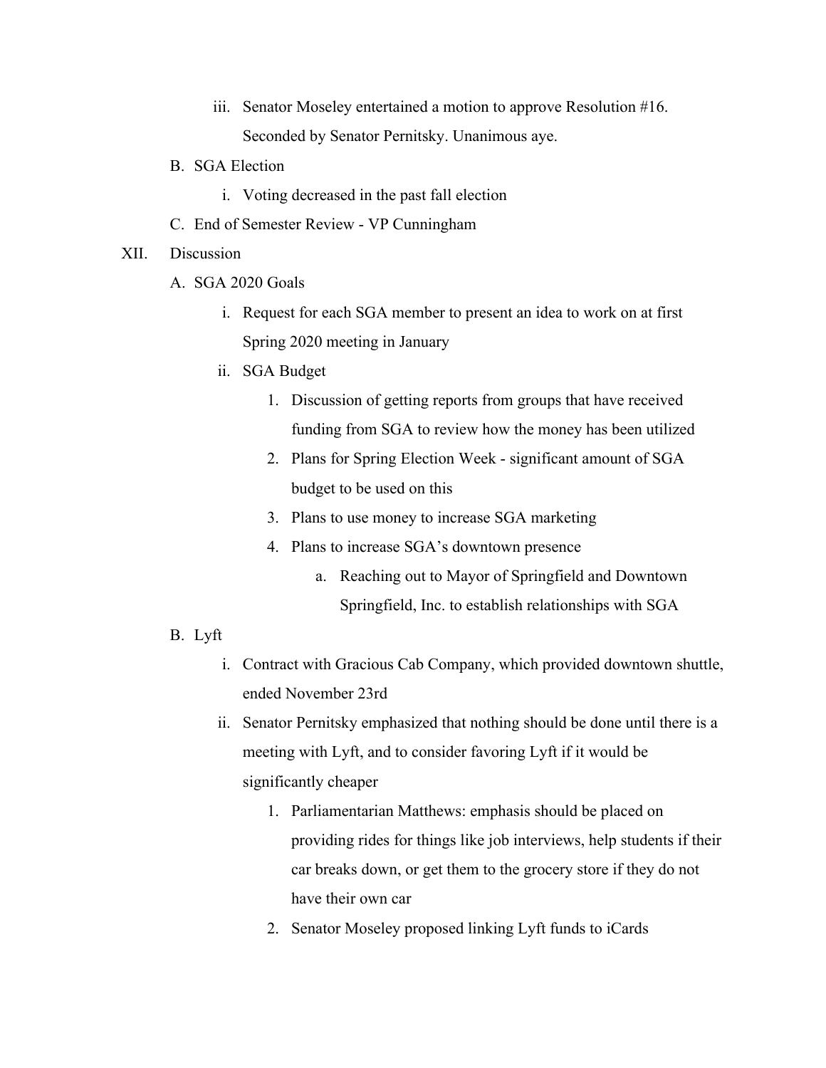iii. Senator Moseley entertained a motion to approve Resolution #16. Seconded by Senator Pernitsky. Unanimous aye.

  B. SGA Election

   i. Voting decreased in the past fall election

  C. End of Semester Review - VP Cunningham

XII. Discussion

  A. SGA 2020 Goals

   i. Request for each SGA member to present an idea to work on at first Spring 2020 meeting in January

   ii. SGA Budget

    1. Discussion of getting reports from groups that have received funding from SGA to review how the money has been utilized
    2. Plans for Spring Election Week - significant amount of SGA budget to be used on this
    3. Plans to use money to increase SGA marketing
    4. Plans to increase SGA's downtown presence

     a. Reaching out to Mayor of Springfield and Downtown Springfield, Inc. to establish relationships with SGA

  B. Lyft

   i. Contract with Gracious Cab Company, which provided downtown shuttle, ended November 23rd

   ii. Senator Pernitsky emphasized that nothing should be done until there is a meeting with Lyft, and to consider favoring Lyft if it would be significantly cheaper

    1. Parliamentarian Matthews: emphasis should be placed on providing rides for things like job interviews, help students if their car breaks down, or get them to the grocery store if they do not have their own car
    2. Senator Moseley proposed linking Lyft funds to iCards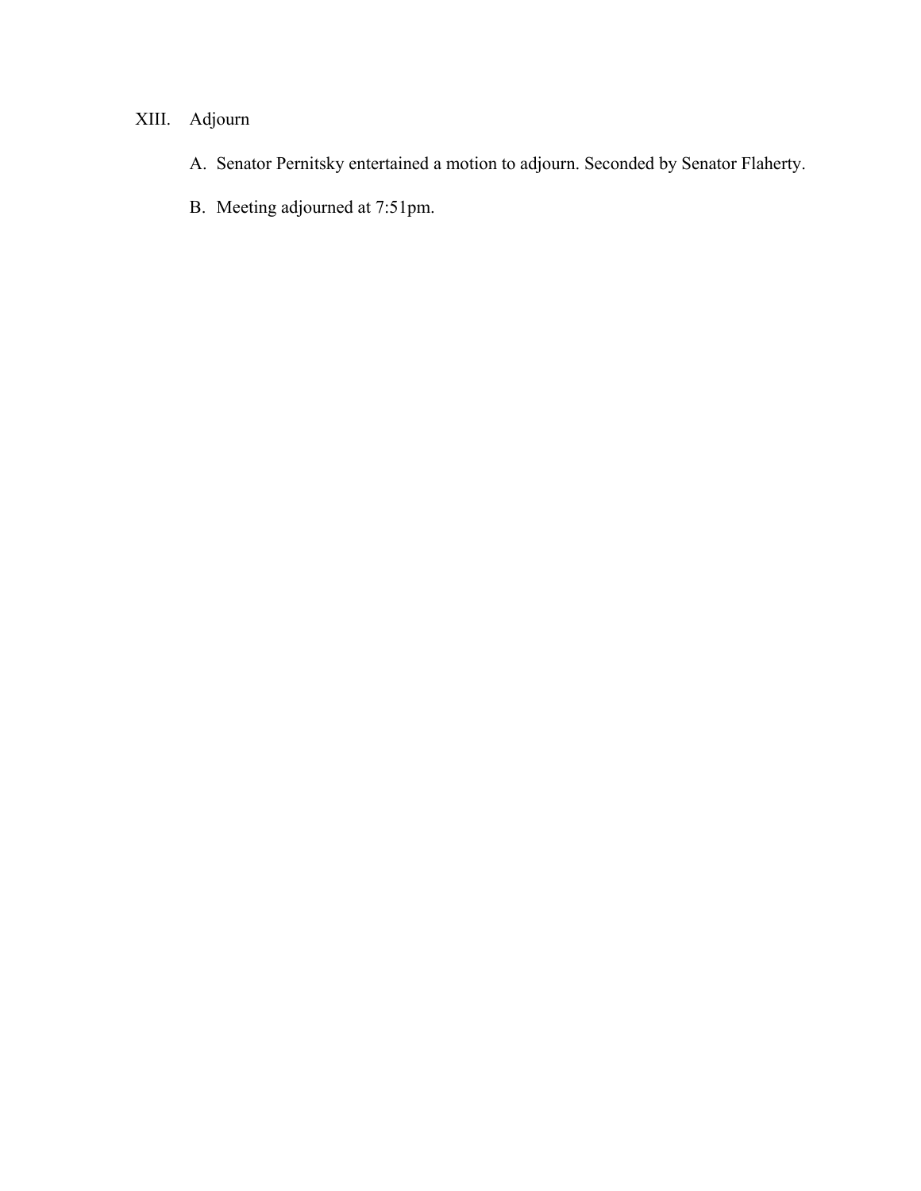XIII. Adjourn

A. Senator Pernitsky entertained a motion to adjourn. Seconded by Senator Flaherty.

B. Meeting adjourned at 7:51pm.